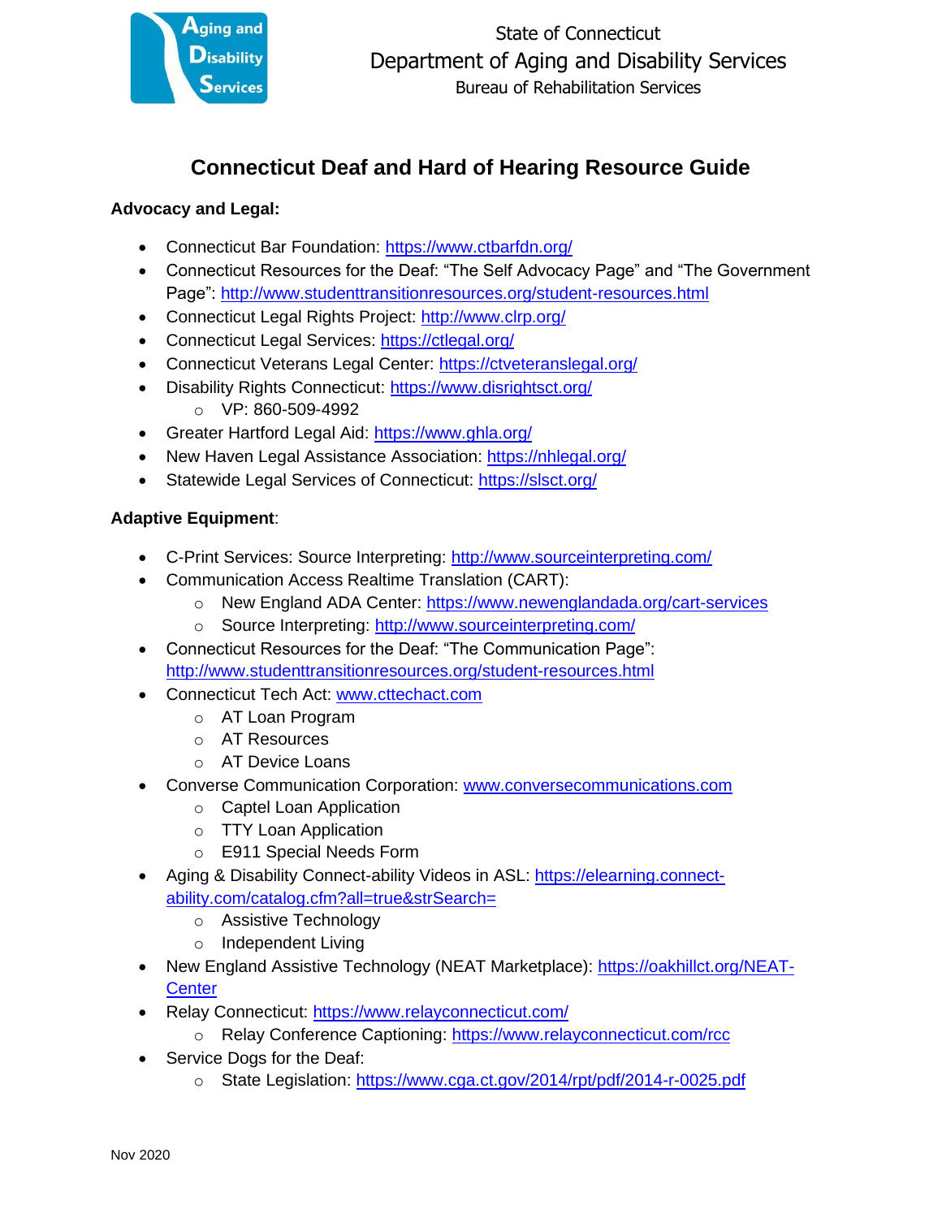State of Connecticut
Department of Aging and Disability Services
Bureau of Rehabilitation Services

# Connecticut Deaf and Hard of Hearing Resource Guide

**Advocacy and Legal:**

- Connecticut Bar Foundation: https://www.ctbarfdn.org/
- Connecticut Resources for the Deaf: "The Self Advocacy Page" and "The Government Page": http://www.studenttransitionresources.org/student-resources.html
- Connecticut Legal Rights Project: http://www.clrp.org/
- Connecticut Legal Services: https://ctlegal.org/
- Connecticut Veterans Legal Center: https://ctveteranslegal.org/
- Disability Rights Connecticut: https://www.disrightsct.org/
    - VP: 860-509-4992
- Greater Hartford Legal Aid: https://www.ghla.org/
- New Haven Legal Assistance Association: https://nhlegal.org/
- Statewide Legal Services of Connecticut: https://slsct.org/

**Adaptive Equipment**:

- C-Print Services: Source Interpreting: http://www.sourceinterpreting.com/
- Communication Access Realtime Translation (CART):
    - New England ADA Center: https://www.newenglandada.org/cart-services
    - Source Interpreting: http://www.sourceinterpreting.com/
- Connecticut Resources for the Deaf: "The Communication Page": http://www.studenttransitionresources.org/student-resources.html
- Connecticut Tech Act: www.cttechact.com
    - AT Loan Program
    - AT Resources
    - AT Device Loans
- Converse Communication Corporation: www.conversecommunications.com
    - Captel Loan Application
    - TTY Loan Application
    - E911 Special Needs Form
- Aging & Disability Connect-ability Videos in ASL: https://elearning.connect-ability.com/catalog.cfm?all=true&strSearch=
    - Assistive Technology
    - Independent Living
- New England Assistive Technology (NEAT Marketplace): https://oakhillct.org/NEAT-Center
- Relay Connecticut: https://www.relayconnecticut.com/
    - Relay Conference Captioning: https://www.relayconnecticut.com/rcc
- Service Dogs for the Deaf:
    - State Legislation: https://www.cga.ct.gov/2014/rpt/pdf/2014-r-0025.pdf

Nov 2020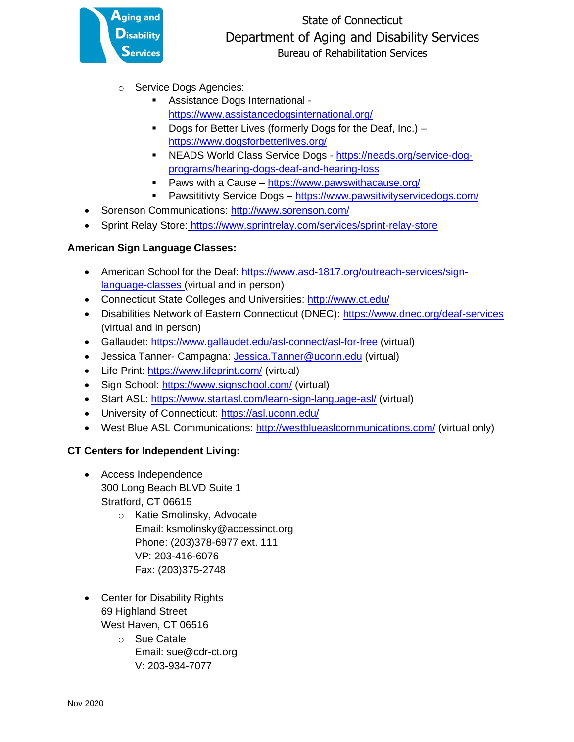- Service Dogs Agencies:
  - Assistance Dogs International - https://www.assistancedogsinternational.org/
  - Dogs for Better Lives (formerly Dogs for the Deaf, Inc.) – https://www.dogsforbetterlives.org/
  - NEADS World Class Service Dogs - https://neads.org/service-dog-programs/hearing-dogs-deaf-and-hearing-loss
  - Paws with a Cause – https://www.pawswithacause.org/
  - Pawsititivty Service Dogs – https://www.pawsitivityservicedogs.com/
- Sorenson Communications: http://www.sorenson.com/
- Sprint Relay Store: https://www.sprintrelay.com/services/sprint-relay-store

**American Sign Language Classes:**

- American School for the Deaf: https://www.asd-1817.org/outreach-services/sign-language-classes (virtual and in person)
- Connecticut State Colleges and Universities: http://www.ct.edu/
- Disabilities Network of Eastern Connecticut (DNEC): https://www.dnec.org/deaf-services (virtual and in person)
- Gallaudet: https://www.gallaudet.edu/asl-connect/asl-for-free (virtual)
- Jessica Tanner- Campagna: Jessica.Tanner@uconn.edu (virtual)
- Life Print: https://www.lifeprint.com/ (virtual)
- Sign School: https://www.signschool.com/ (virtual)
- Start ASL: https://www.startasl.com/learn-sign-language-asl/ (virtual)
- University of Connecticut: https://asl.uconn.edu/
- West Blue ASL Communications: http://westblueaslcommunications.com/ (virtual only)

**CT Centers for Independent Living:**

- Access Independence
  300 Long Beach BLVD Suite 1
  Stratford, CT 06615
  - Katie Smolinsky, Advocate
    Email: ksmolinsky@accessinct.org
    Phone: (203)378-6977 ext. 111
    VP: 203-416-6076
    Fax: (203)375-2748

- Center for Disability Rights
  69 Highland Street
  West Haven, CT 06516
  - Sue Catale
    Email: sue@cdr-ct.org
    V: 203-934-7077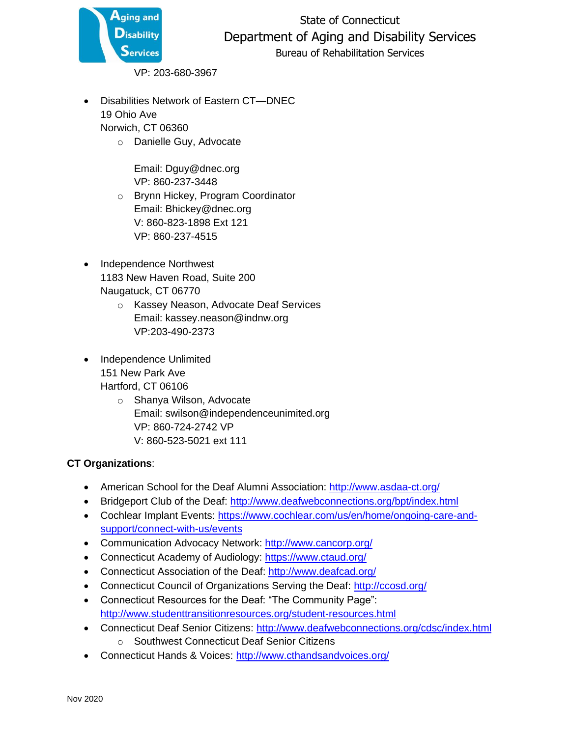VP: 203-680-3967

- Disabilities Network of Eastern CT—DNEC
  19 Ohio Ave
  Norwich, CT 06360
    - Danielle Guy, Advocate

      Email: Dguy@dnec.org
      VP: 860-237-3448
    - Brynn Hickey, Program Coordinator
      Email: Bhickey@dnec.org
      V: 860-823-1898 Ext 121
      VP: 860-237-4515

- Independence Northwest
  1183 New Haven Road, Suite 200
  Naugatuck, CT 06770
    - Kassey Neason, Advocate Deaf Services
      Email: kassey.neason@indnw.org
      VP:203-490-2373

- Independence Unlimited
  151 New Park Ave
  Hartford, CT 06106
    - Shanya Wilson, Advocate
      Email: swilson@independenceunimited.org
      VP: 860-724-2742 VP
      V: 860-523-5021 ext 111

**CT Organizations**:

- American School for the Deaf Alumni Association: http://www.asdaa-ct.org/
- Bridgeport Club of the Deaf: http://www.deafwebconnections.org/bpt/index.html
- Cochlear Implant Events: https://www.cochlear.com/us/en/home/ongoing-care-and-support/connect-with-us/events
- Communication Advocacy Network: http://www.cancorp.org/
- Connecticut Academy of Audiology: https://www.ctaud.org/
- Connecticut Association of the Deaf: http://www.deafcad.org/
- Connecticut Council of Organizations Serving the Deaf: http://ccosd.org/
- Connecticut Resources for the Deaf: "The Community Page": http://www.studenttransitionresources.org/student-resources.html
- Connecticut Deaf Senior Citizens: http://www.deafwebconnections.org/cdsc/index.html
    - Southwest Connecticut Deaf Senior Citizens
- Connecticut Hands & Voices: http://www.cthandsandvoices.org/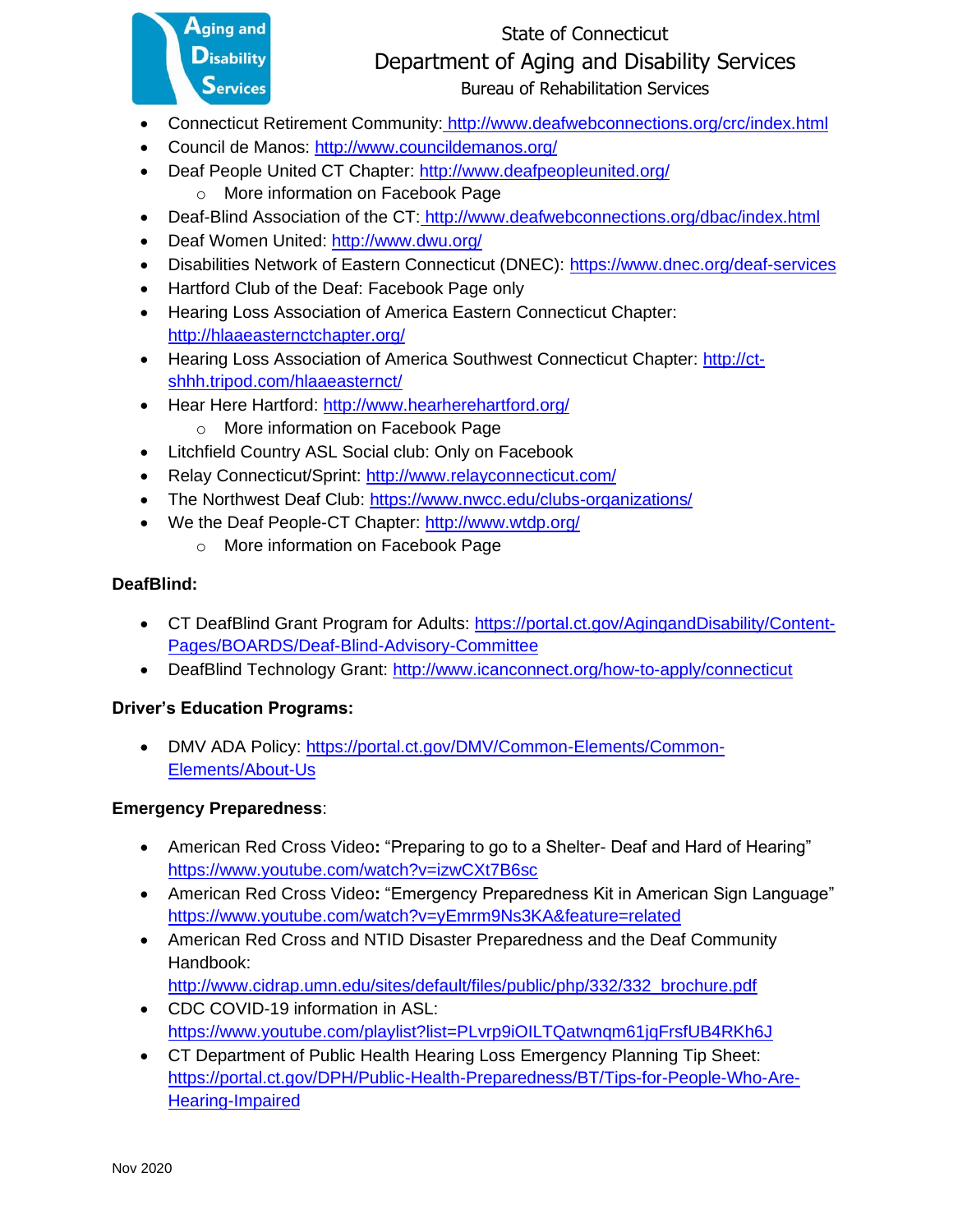- Connecticut Retirement Community: http://www.deafwebconnections.org/crc/index.html
- Council de Manos: http://www.councildemanos.org/
- Deaf People United CT Chapter: http://www.deafpeopleunited.org/
  - More information on Facebook Page
- Deaf-Blind Association of the CT: http://www.deafwebconnections.org/dbac/index.html
- Deaf Women United: http://www.dwu.org/
- Disabilities Network of Eastern Connecticut (DNEC): https://www.dnec.org/deaf-services
- Hartford Club of the Deaf: Facebook Page only
- Hearing Loss Association of America Eastern Connecticut Chapter: http://hlaaeasternctchapter.org/
- Hearing Loss Association of America Southwest Connecticut Chapter: http://ct-shhh.tripod.com/hlaaeasternct/
- Hear Here Hartford: http://www.hearherehartford.org/
  - More information on Facebook Page
- Litchfield Country ASL Social club: Only on Facebook
- Relay Connecticut/Sprint: http://www.relayconnecticut.com/
- The Northwest Deaf Club: https://www.nwcc.edu/clubs-organizations/
- We the Deaf People-CT Chapter: http://www.wtdp.org/
  - More information on Facebook Page

**DeafBlind:**

- CT DeafBlind Grant Program for Adults: https://portal.ct.gov/AgingandDisability/Content-Pages/BOARDS/Deaf-Blind-Advisory-Committee
- DeafBlind Technology Grant: http://www.icanconnect.org/how-to-apply/connecticut

**Driver's Education Programs:**

- DMV ADA Policy: https://portal.ct.gov/DMV/Common-Elements/Common-Elements/About-Us

**Emergency Preparedness**:

- American Red Cross Video**:** "Preparing to go to a Shelter- Deaf and Hard of Hearing" https://www.youtube.com/watch?v=izwCXt7B6sc
- American Red Cross Video**:** "Emergency Preparedness Kit in American Sign Language" https://www.youtube.com/watch?v=yEmrm9Ns3KA&feature=related
- American Red Cross and NTID Disaster Preparedness and the Deaf Community Handbook: http://www.cidrap.umn.edu/sites/default/files/public/php/332/332_brochure.pdf
- CDC COVID-19 information in ASL: https://www.youtube.com/playlist?list=PLvrp9iOILTQatwnqm61jqFrsfUB4RKh6J
- CT Department of Public Health Hearing Loss Emergency Planning Tip Sheet: https://portal.ct.gov/DPH/Public-Health-Preparedness/BT/Tips-for-People-Who-Are-Hearing-Impaired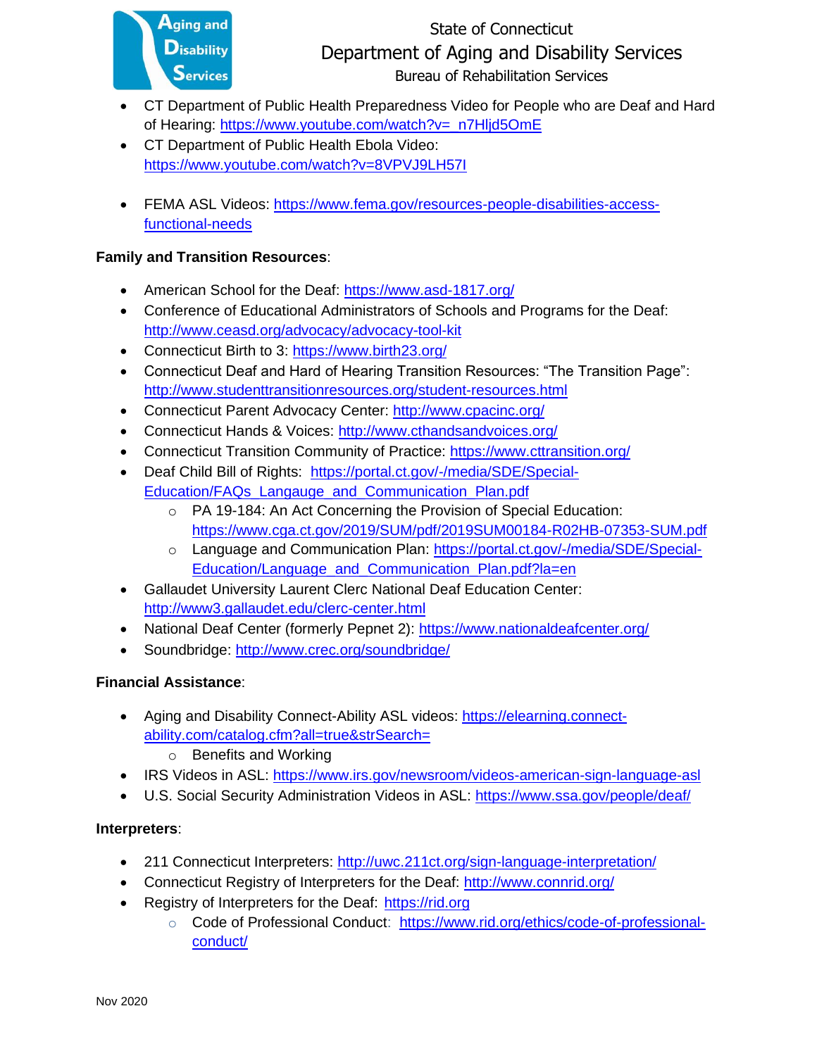- CT Department of Public Health Preparedness Video for People who are Deaf and Hard of Hearing: https://www.youtube.com/watch?v=_n7Hljd5OmE
- CT Department of Public Health Ebola Video: https://www.youtube.com/watch?v=8VPVJ9LH57I
- FEMA ASL Videos: https://www.fema.gov/resources-people-disabilities-access-functional-needs

**Family and Transition Resources**:

- American School for the Deaf: https://www.asd-1817.org/
- Conference of Educational Administrators of Schools and Programs for the Deaf: http://www.ceasd.org/advocacy/advocacy-tool-kit
- Connecticut Birth to 3: https://www.birth23.org/
- Connecticut Deaf and Hard of Hearing Transition Resources: "The Transition Page": http://www.studenttransitionresources.org/student-resources.html
- Connecticut Parent Advocacy Center: http://www.cpacinc.org/
- Connecticut Hands & Voices: http://www.cthandsandvoices.org/
- Connecticut Transition Community of Practice: https://www.cttransition.org/
- Deaf Child Bill of Rights: https://portal.ct.gov/-/media/SDE/Special-Education/FAQs_Langauge_and_Communication_Plan.pdf
  - PA 19-184: An Act Concerning the Provision of Special Education: https://www.cga.ct.gov/2019/SUM/pdf/2019SUM00184-R02HB-07353-SUM.pdf
  - Language and Communication Plan: https://portal.ct.gov/-/media/SDE/Special-Education/Language_and_Communication_Plan.pdf?la=en
- Gallaudet University Laurent Clerc National Deaf Education Center: http://www3.gallaudet.edu/clerc-center.html
- National Deaf Center (formerly Pepnet 2): https://www.nationaldeafcenter.org/
- Soundbridge: http://www.crec.org/soundbridge/

**Financial Assistance**:

- Aging and Disability Connect-Ability ASL videos: https://elearning.connect-ability.com/catalog.cfm?all=true&strSearch=
  - Benefits and Working
- IRS Videos in ASL: https://www.irs.gov/newsroom/videos-american-sign-language-asl
- U.S. Social Security Administration Videos in ASL: https://www.ssa.gov/people/deaf/

**Interpreters**:

- 211 Connecticut Interpreters: http://uwc.211ct.org/sign-language-interpretation/
- Connecticut Registry of Interpreters for the Deaf: http://www.connrid.org/
- Registry of Interpreters for the Deaf: https://rid.org
  - Code of Professional Conduct: https://www.rid.org/ethics/code-of-professional-conduct/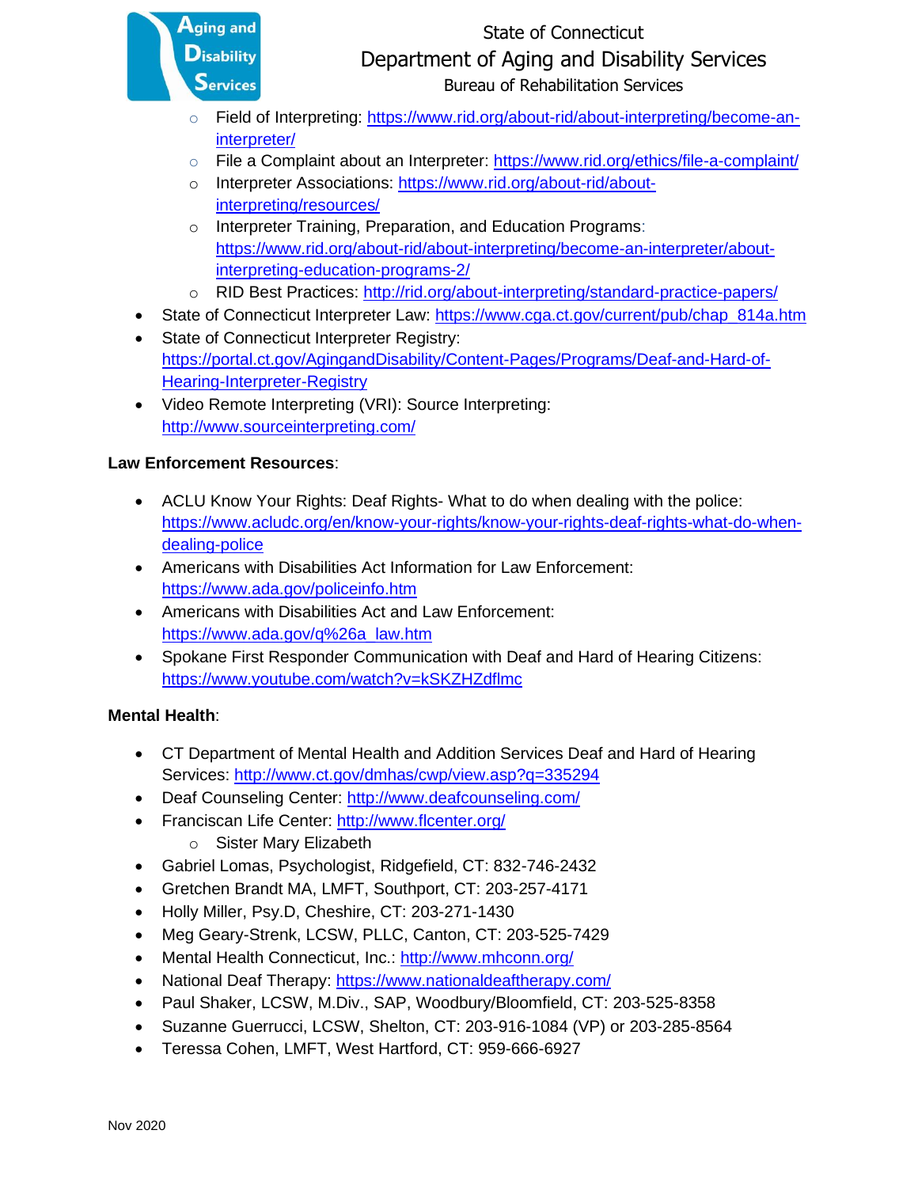- Field of Interpreting: https://www.rid.org/about-rid/about-interpreting/become-an-interpreter/
  - File a Complaint about an Interpreter: https://www.rid.org/ethics/file-a-complaint/
  - Interpreter Associations: https://www.rid.org/about-rid/about-interpreting/resources/
  - Interpreter Training, Preparation, and Education Programs: https://www.rid.org/about-rid/about-interpreting/become-an-interpreter/about-interpreting-education-programs-2/
  - RID Best Practices: http://rid.org/about-interpreting/standard-practice-papers/
- State of Connecticut Interpreter Law: https://www.cga.ct.gov/current/pub/chap_814a.htm
- State of Connecticut Interpreter Registry: https://portal.ct.gov/AgingandDisability/Content-Pages/Programs/Deaf-and-Hard-of-Hearing-Interpreter-Registry
- Video Remote Interpreting (VRI): Source Interpreting: http://www.sourceinterpreting.com/

**Law Enforcement Resources**:

- ACLU Know Your Rights: Deaf Rights- What to do when dealing with the police: https://www.acludc.org/en/know-your-rights/know-your-rights-deaf-rights-what-do-when-dealing-police
- Americans with Disabilities Act Information for Law Enforcement: https://www.ada.gov/policeinfo.htm
- Americans with Disabilities Act and Law Enforcement: https://www.ada.gov/q%26a_law.htm
- Spokane First Responder Communication with Deaf and Hard of Hearing Citizens: https://www.youtube.com/watch?v=kSKZHZdflmc

**Mental Health**:

- CT Department of Mental Health and Addition Services Deaf and Hard of Hearing Services: http://www.ct.gov/dmhas/cwp/view.asp?q=335294
- Deaf Counseling Center: http://www.deafcounseling.com/
- Franciscan Life Center: http://www.flcenter.org/
  - Sister Mary Elizabeth
- Gabriel Lomas, Psychologist, Ridgefield, CT: 832-746-2432
- Gretchen Brandt MA, LMFT, Southport, CT: 203-257-4171
- Holly Miller, Psy.D, Cheshire, CT: 203-271-1430
- Meg Geary-Strenk, LCSW, PLLC, Canton, CT: 203-525-7429
- Mental Health Connecticut, Inc.: http://www.mhconn.org/
- National Deaf Therapy: https://www.nationaldeaftherapy.com/
- Paul Shaker, LCSW, M.Div., SAP, Woodbury/Bloomfield, CT: 203-525-8358
- Suzanne Guerrucci, LCSW, Shelton, CT: 203-916-1084 (VP) or 203-285-8564
- Teressa Cohen, LMFT, West Hartford, CT: 959-666-6927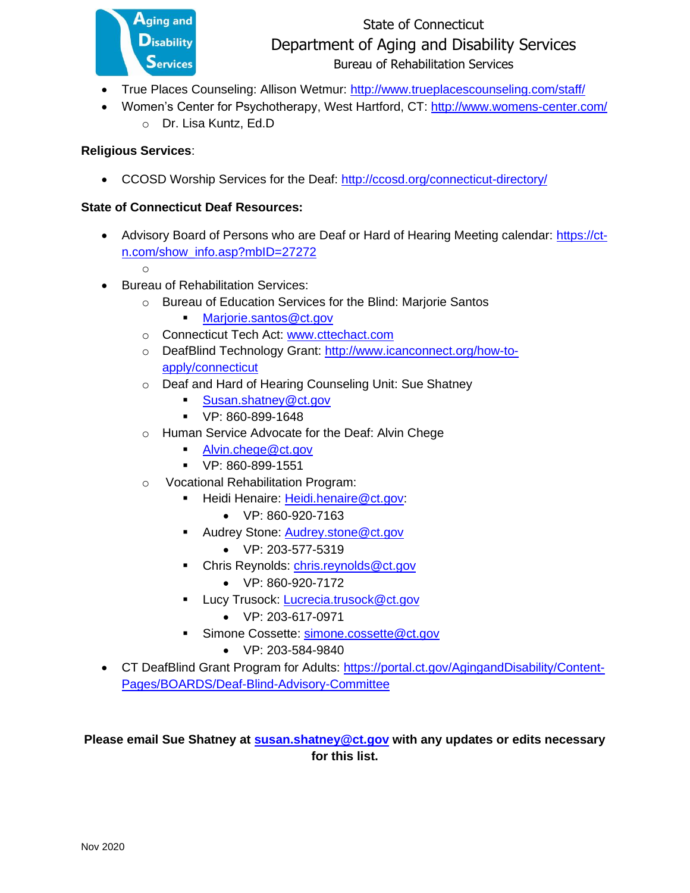- True Places Counseling: Allison Wetmur: http://www.trueplacescounseling.com/staff/
- Women's Center for Psychotherapy, West Hartford, CT: http://www.womens-center.com/
  - Dr. Lisa Kuntz, Ed.D

**Religious Services**:

- CCOSD Worship Services for the Deaf: http://ccosd.org/connecticut-directory/

**State of Connecticut Deaf Resources:**

- Advisory Board of Persons who are Deaf or Hard of Hearing Meeting calendar: https://ct-n.com/show_info.asp?mbID=27272
  - 
- Bureau of Rehabilitation Services:
  - Bureau of Education Services for the Blind: Marjorie Santos
    - Marjorie.santos@ct.gov
  - Connecticut Tech Act: www.cttechact.com
  - DeafBlind Technology Grant: http://www.icanconnect.org/how-to-apply/connecticut
  - Deaf and Hard of Hearing Counseling Unit: Sue Shatney
    - Susan.shatney@ct.gov
    - VP: 860-899-1648
  - Human Service Advocate for the Deaf: Alvin Chege
    - Alvin.chege@ct.gov
    - VP: 860-899-1551
  - Vocational Rehabilitation Program:
    - Heidi Henaire: Heidi.henaire@ct.gov:
      - VP: 860-920-7163
    - Audrey Stone: Audrey.stone@ct.gov
      - VP: 203-577-5319
    - Chris Reynolds: chris.reynolds@ct.gov
      - VP: 860-920-7172
    - Lucy Trusock: Lucrecia.trusock@ct.gov
      - VP: 203-617-0971
    - Simone Cossette: simone.cossette@ct.gov
      - VP: 203-584-9840
- CT DeafBlind Grant Program for Adults: https://portal.ct.gov/AgingandDisability/Content-Pages/BOARDS/Deaf-Blind-Advisory-Committee

**Please email Sue Shatney at susan.shatney@ct.gov with any updates or edits necessary for this list.**

Nov 2020